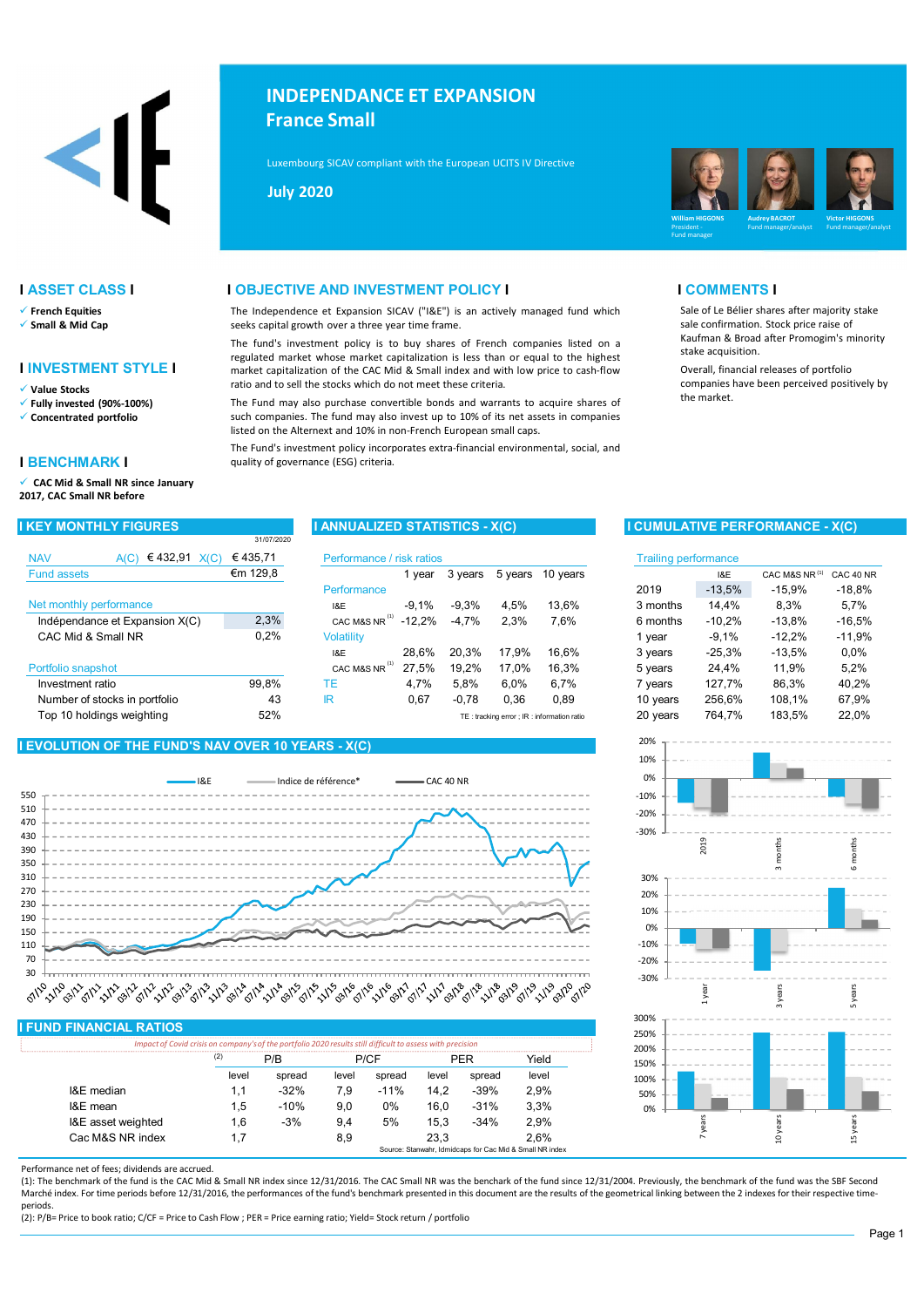# INDEPENDANCE ET EXPANSION
## France Small

Luxembourg SICAV compliant with the European UCITS IV Directive

**July 2020**

William HIGGONS – President - Fund manager
Audrey BACROT – Fund manager/analyst
Victor HIGGONS – Fund manager/analyst

## ASSET CLASS

- French Equities
- Small & Mid Cap

## INVESTMENT STYLE

- Value Stocks
- Fully invested (90%-100%)
- Concentrated portfolio

## BENCHMARK

- CAC Mid & Small NR since January 2017, CAC Small NR before

## OBJECTIVE AND INVESTMENT POLICY

The Independence et Expansion SICAV ("I&E") is an actively managed fund which seeks capital growth over a three year time frame.

The fund's investment policy is to buy shares of French companies listed on a regulated market whose market capitalization is less than or equal to the highest market capitalization of the CAC Mid & Small index and with low price to cash-flow ratio and to sell the stocks which do not meet these criteria.

The Fund may also purchase convertible bonds and warrants to acquire shares of such companies. The fund may also invest up to 10% of its net assets in companies listed on the Alternext and 10% in non-French European small caps.

The Fund's investment policy incorporates extra-financial environmental, social, and quality of governance (ESG) criteria.

## COMMENTS

Sale of Le Bélier shares after majority stake sale confirmation. Stock price raise of Kaufman & Broad after Promogim's minority stake acquisition.

Overall, financial releases of portfolio companies have been perceived positively by the market.

## KEY MONTHLY FIGURES

31/07/2020

| | | |
|---|---|---|
| NAV | A(C) € 432,91 | X(C) € 435,71 |
| Fund assets | | €m 129,8 |
| **Net monthly performance** | | |
| Indépendance et Expansion X(C) | | 2,3% |
| CAC Mid & Small NR | | 0,2% |
| **Portfolio snapshot** | | |
| Investment ratio | | 99,8% |
| Number of stocks in portfolio | | 43 |
| Top 10 holdings weighting | | 52% |

## ANNUALIZED STATISTICS - X(C)

| Performance / risk ratios | 1 year | 3 years | 5 years | 10 years |
|---|---|---|---|---|
| **Performance** | | | | |
| I&E | -9,1% | -9,3% | 4,5% | 13,6% |
| CAC M&S NR [1] | -12,2% | -4,7% | 2,3% | 7,6% |
| **Volatility** | | | | |
| I&E | 28,6% | 20,3% | 17,9% | 16,6% |
| CAC M&S NR [1] | 27,5% | 19,2% | 17,0% | 16,3% |
| TE | 4,7% | 5,8% | 6,0% | 6,7% |
| IR | 0,67 | -0,78 | 0,36 | 0,89 |

TE : tracking error ; IR : information ratio

## CUMULATIVE PERFORMANCE - X(C)

| Trailing performance | I&E | CAC M&S NR [1] | CAC 40 NR |
|---|---|---|---|
| 2019 | -13,5% | -15,9% | -18,8% |
| 3 months | 14,4% | 8,3% | 5,7% |
| 6 months | -10,2% | -13,8% | -16,5% |
| 1 year | -9,1% | -12,2% | -11,9% |
| 3 years | -25,3% | -13,5% | 0,0% |
| 5 years | 24,4% | 11,9% | 5,2% |
| 7 years | 127,7% | 86,3% | 40,2% |
| 10 years | 256,6% | 108,1% | 67,9% |
| 20 years | 764,7% | 183,5% | 22,0% |

## EVOLUTION OF THE FUND'S NAV OVER 10 YEARS - X(C)

Legend: I&E; Indice de référence*; CAC 40 NR

## FUND FINANCIAL RATIOS

*Impact of Covid crisis on company's of the portfolio 2020 results still difficult to assess with precision*

| [2] | P/B level | P/B spread | P/CF level | P/CF spread | PER level | PER spread | Yield level |
|---|---|---|---|---|---|---|---|
| I&E median | 1,1 | -32% | 7,9 | -11% | 14,2 | -39% | 2,9% |
| I&E mean | 1,5 | -10% | 9,0 | 0% | 16,0 | -31% | 3,3% |
| I&E asset weighted | 1,6 | -3% | 9,4 | 5% | 15,3 | -34% | 2,9% |
| Cac M&S NR index | 1,7 | | 8,9 | | 23,3 | | 2,6% |

Source: Stanwahr, Idmidcaps for Cac Mid & Small NR index

Performance net of fees; dividends are accrued.

(1): The benchmark of the fund is the CAC Mid & Small NR index since 12/31/2016. The CAC Small NR was the benchmark of the fund since 12/31/2004. Previously, the benchmark of the fund was the SBF Second Marché index. For time periods before 12/31/2016, the performances of the fund's benchmark presented in this document are the results of the geometrical linking between the 2 indexes for their respective time-periods.

(2): P/B= Price to book ratio; C/F = Price to Cash Flow ; PER = Price earning ratio; Yield= Stock return / portfolio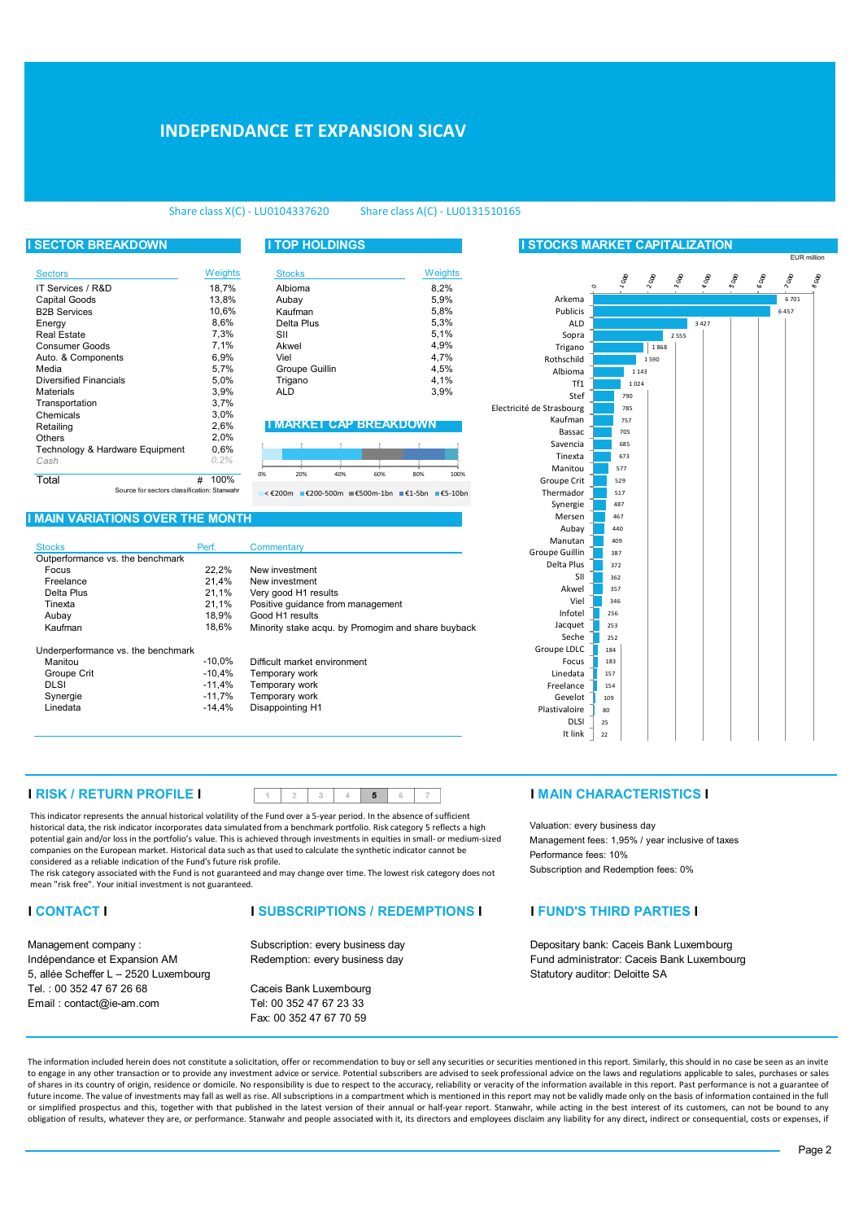# INDEPENDANCE ET EXPANSION SICAV

Share class X(C) - LU0104337620 Share class A(C) - LU0131510165

## SECTOR BREAKDOWN

| Sectors | Weights |
|---|---|
| IT Services / R&D | 18,7% |
| Capital Goods | 13,8% |
| B2B Services | 10,6% |
| Energy | 8,6% |
| Real Estate | 7,3% |
| Consumer Goods | 7,1% |
| Auto. & Components | 6,9% |
| Media | 5,7% |
| Diversified Financials | 5,0% |
| Materials | 3,9% |
| Transportation | 3,7% |
| Chemicals | 3,0% |
| Retailing | 2,6% |
| Others | 2,0% |
| Technology & Hardware Equipment | 0,6% |
| *Cash* | *0,2%* |
| Total | 100% |

Source for sectors classification: Stanwahr

## TOP HOLDINGS

| Stocks | Weights |
|---|---|
| Albioma | 8,2% |
| Aubay | 5,9% |
| Kaufman | 5,8% |
| Delta Plus | 5,3% |
| SII | 5,1% |
| Akwel | 4,9% |
| Viel | 4,7% |
| Groupe Guillin | 4,5% |
| Trigano | 4,1% |
| ALD | 3,9% |

## MARKET CAP BREAKDOWN

0% 20% 40% 60% 80% 100%

< €200m | €200-500m | €500m-1bn | €1-5bn | €5-10bn

## STOCKS MARKET CAPITALIZATION

EUR million

0 1 000 2 000 3 000 4 000 5 000 6 000 7 000 8 000

Arkema 6 701
Publicis 6 457
ALD 3 427
Sopra 2 555
Trigano 1 868
Rothschild 1 590
Albioma 1 143
Tf1 1 024
Stef 790
Electricité de Strasbourg 785
Kaufman 757
Bassac 705
Savencia 685
Tinexta 673
Manitou 577
Groupe Crit 529
Thermador 517
Synergie 487
Mersen 467
Aubay 440
Manutan 409
Groupe Guillin 387
Delta Plus 372
SII 362
Akwel 357
Viel 346
Infotel 256
Jacquet 253
Seche 252
Groupe LDLC 184
Focus 183
Linedata 157
Freelance 154
Gevelot 109
Plastivaloire 80
DLSI 25
It link 22

## MAIN VARIATIONS OVER THE MONTH

| Stocks | Perf. | Commentary |
|---|---|---|
| **Outperformance vs. the benchmark** | | |
| Focus | 22,2% | New investment |
| Freelance | 21,4% | New investment |
| Delta Plus | 21,1% | Very good H1 results |
| Tinexta | 21,1% | Positive guidance from management |
| Aubay | 18,9% | Good H1 results |
| Kaufman | 18,6% | Minority stake acqu. by Promogim and share buyback |
| **Underperformance vs. the benchmark** | | |
| Manitou | -10,0% | Difficult market environment |
| Groupe Crit | -10,4% | Temporary work |
| DLSI | -11,4% | Temporary work |
| Synergie | -11,7% | Temporary work |
| Linedata | -14,4% | Disappointing H1 |

## RISK / RETURN PROFILE

1 2 3 4 **5** 6 7

This indicator represents the annual historical volatility of the Fund over a 5-year period. In the absence of sufficient historical data, the risk indicator incorporates data simulated from a benchmark portfolio. Risk category 5 reflects a high potential gain and/or loss in the portfolio's value. This is achieved through investments in equities in small- or medium-sized companies on the European market. Historical data such as that used to calculate the synthetic indicator cannot be considered as a reliable indication of the Fund's future risk profile.
The risk category associated with the Fund is not guaranteed and may change over time. The lowest risk category does not mean "risk free". Your initial investment is not guaranteed.

## MAIN CHARACTERISTICS

Valuation: every business day
Management fees: 1,95% / year inclusive of taxes
Performance fees: 10%
Subscription and Redemption fees: 0%

## CONTACT

Management company :
Indépendance et Expansion AM
5, allée Scheffer L – 2520 Luxembourg
Tel. : 00 352 47 67 26 68
Email : contact@ie-am.com

## SUBSCRIPTIONS / REDEMPTIONS

Subscription: every business day
Redemption: every business day

Caceis Bank Luxembourg
Tel: 00 352 47 67 23 33
Fax: 00 352 47 67 70 59

## FUND'S THIRD PARTIES

Depositary bank: Caceis Bank Luxembourg
Fund administrator: Caceis Bank Luxembourg
Statutory auditor: Deloitte SA

The information included herein does not constitute a solicitation, offer or recommendation to buy or sell any securities or securities mentioned in this report. Similarly, this should in no case be seen as an invite to engage in any other transaction or to provide any investment advice or service. Potential subscribers are advised to seek professional advice on the laws and regulations applicable to sales, purchases or sales of shares in its country of origin, residence or domicile. No responsibility is due to respect to the accuracy, reliability or veracity of the information available in this report. Past performance is not a guarantee of future income. The value of investments may fall as well as rise. All subscriptions in a compartment which is mentioned in this report may not be validly made only on the basis of information contained in the full or simplified prospectus and this, together with that published in the latest version of their annual or half-year report. Stanwahr, while acting in the best interest of its customers, can not be bound to any obligation of results, whatever they are, or performance. Stanwahr and people associated with it, its directors and employees disclaim any liability for any direct, indirect or consequential, costs or expenses, if